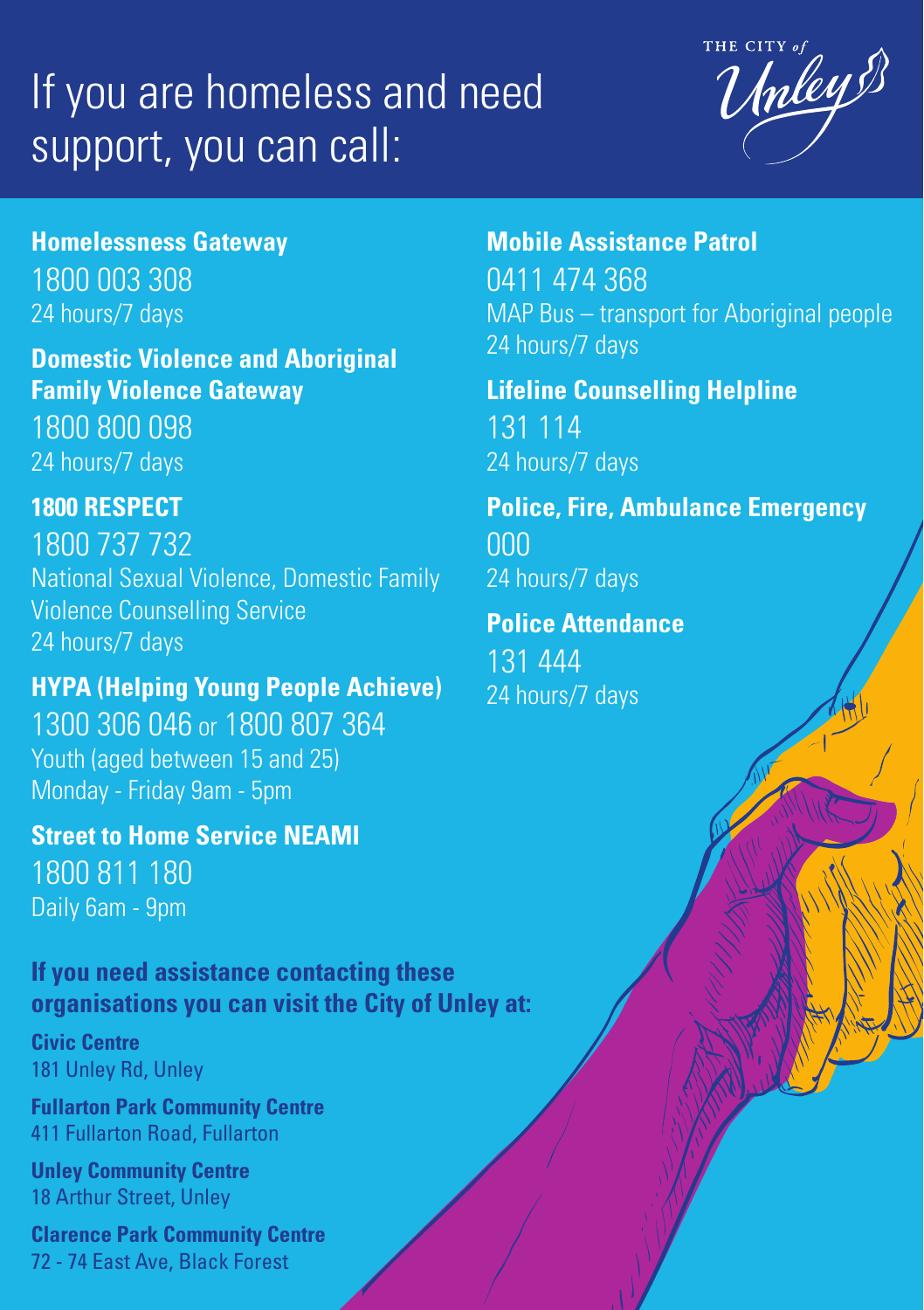# If you are homeless and need support, you can call:

THE CITY of Unley

**Homelessness Gateway**
1800 003 308
24 hours/7 days

**Domestic Violence and Aboriginal Family Violence Gateway**
1800 800 098
24 hours/7 days

**1800 RESPECT**
1800 737 732
National Sexual Violence, Domestic Family Violence Counselling Service
24 hours/7 days

**HYPA (Helping Young People Achieve)**
1300 306 046 or 1800 807 364
Youth (aged between 15 and 25)
Monday - Friday 9am - 5pm

**Street to Home Service NEAMI**
1800 811 180
Daily 6am - 9pm

**Mobile Assistance Patrol**
0411 474 368
MAP Bus – transport for Aboriginal people
24 hours/7 days

**Lifeline Counselling Helpline**
131 114
24 hours/7 days

**Police, Fire, Ambulance Emergency**
000
24 hours/7 days

**Police Attendance**
131 444
24 hours/7 days

**If you need assistance contacting these organisations you can visit the City of Unley at:**

**Civic Centre**
181 Unley Rd, Unley

**Fullarton Park Community Centre**
411 Fullarton Road, Fullarton

**Unley Community Centre**
18 Arthur Street, Unley

**Clarence Park Community Centre**
72 - 74 East Ave, Black Forest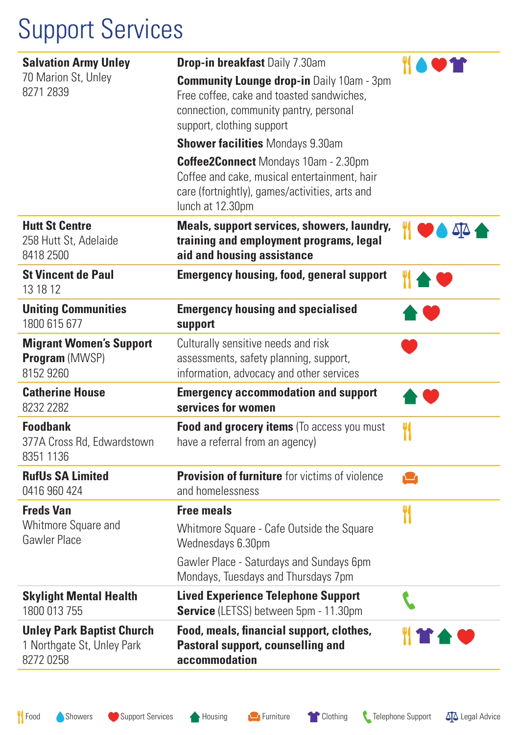# Support Services

| | | |
|---|---|---|
| **Salvation Army Unley**<br>70 Marion St, Unley<br>8271 2839 | **Drop-in breakfast** Daily 7.30am<br>**Community Lounge drop-in** Daily 10am - 3pm<br>Free coffee, cake and toasted sandwiches, connection, community pantry, personal support, clothing support<br>**Shower facilities** Mondays 9.30am<br>**Coffee2Connect** Mondays 10am - 2.30pm<br>Coffee and cake, musical entertainment, hair care (fortnightly), games/activities, arts and lunch at 12.30pm | Food, Showers, Support Services, Clothing |
| **Hutt St Centre**<br>258 Hutt St, Adelaide<br>8418 2500 | **Meals, support services, showers, laundry, training and employment programs, legal aid and housing assistance** | Food, Support Services, Showers, Legal Advice, Housing |
| **St Vincent de Paul**<br>13 18 12 | **Emergency housing, food, general support** | Food, Housing, Support Services |
| **Uniting Communities**<br>1800 615 677 | **Emergency housing and specialised support** | Housing, Support Services |
| **Migrant Women's Support Program** (MWSP)<br>8152 9260 | Culturally sensitive needs and risk assessments, safety planning, support, information, advocacy and other services | Support Services |
| **Catherine House**<br>8232 2282 | **Emergency accommodation and support services for women** | Housing, Support Services |
| **Foodbank**<br>377A Cross Rd, Edwardstown<br>8351 1136 | **Food and grocery items** (To access you must have a referral from an agency) | Food |
| **RufUs SA Limited**<br>0416 960 424 | **Provision of furniture** for victims of violence and homelessness | Furniture |
| **Freds Van**<br>Whitmore Square and Gawler Place | **Free meals**<br>Whitmore Square - Cafe Outside the Square Wednesdays 6.30pm<br>Gawler Place - Saturdays and Sundays 6pm Mondays, Tuesdays and Thursdays 7pm | Food |
| **Skylight Mental Health**<br>1800 013 755 | **Lived Experience Telephone Support Service** (LETSS) between 5pm - 11.30pm | Telephone Support |
| **Unley Park Baptist Church**<br>1 Northgate St, Unley Park<br>8272 0258 | **Food, meals, financial support, clothes, Pastoral support, counselling and accommodation** | Food, Clothing, Housing, Support Services |

Food | Showers | Support Services | Housing | Furniture | Clothing | Telephone Support | Legal Advice